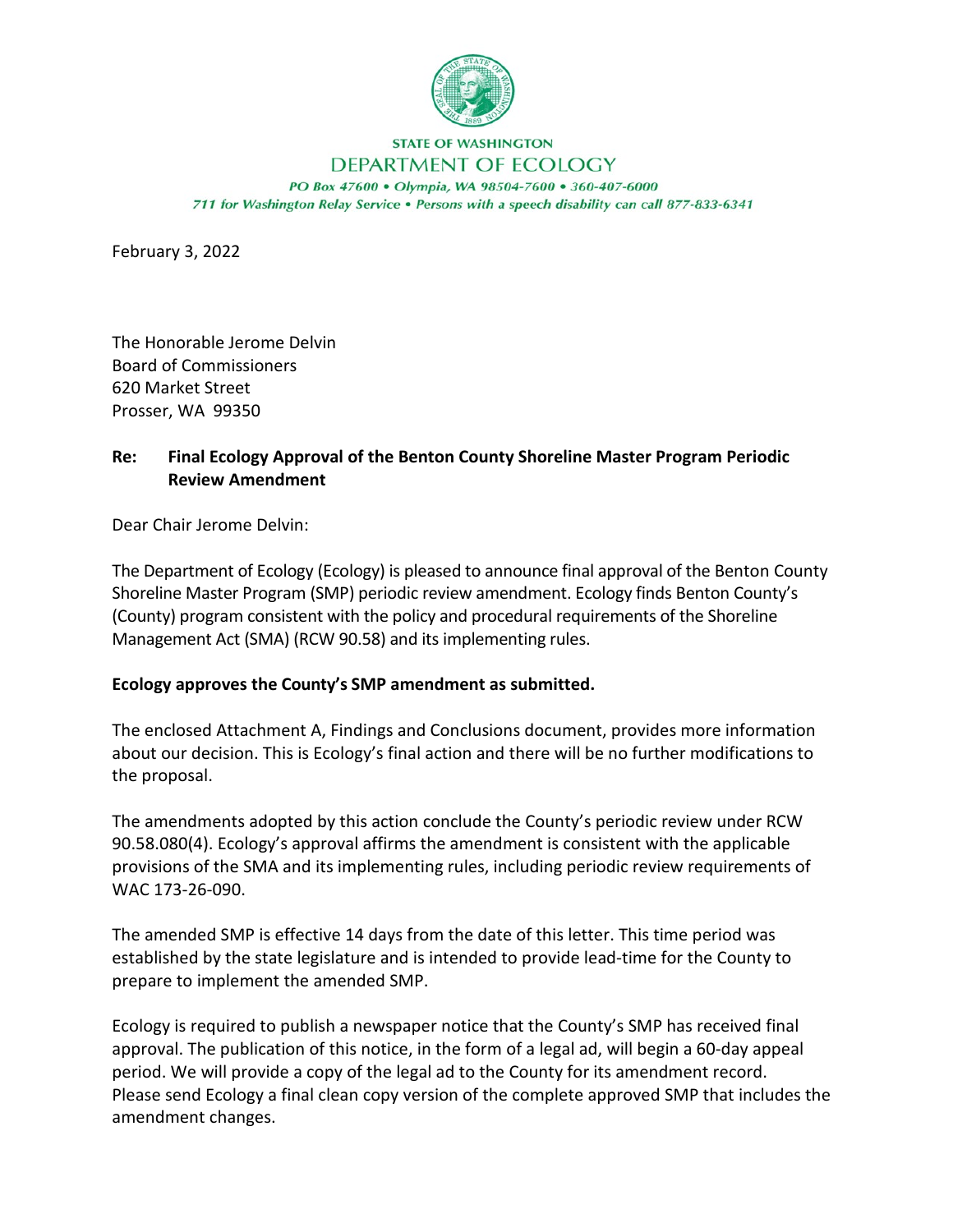STATE OF WASHINGTON
DEPARTMENT OF ECOLOGY

*PO Box 47600 • Olympia, WA 98504-7600 • 360-407-6000*
*711 for Washington Relay Service • Persons with a speech disability can call 877-833-6341*

February 3, 2022

The Honorable Jerome Delvin
Board of Commissioners
620 Market Street
Prosser, WA 99350

**Re: Final Ecology Approval of the Benton County Shoreline Master Program Periodic Review Amendment**

Dear Chair Jerome Delvin:

The Department of Ecology (Ecology) is pleased to announce final approval of the Benton County Shoreline Master Program (SMP) periodic review amendment. Ecology finds Benton County's (County) program consistent with the policy and procedural requirements of the Shoreline Management Act (SMA) (RCW 90.58) and its implementing rules.

**Ecology approves the County's SMP amendment as submitted.**

The enclosed Attachment A, Findings and Conclusions document, provides more information about our decision. This is Ecology's final action and there will be no further modifications to the proposal.

The amendments adopted by this action conclude the County's periodic review under RCW 90.58.080(4). Ecology's approval affirms the amendment is consistent with the applicable provisions of the SMA and its implementing rules, including periodic review requirements of WAC 173-26-090.

The amended SMP is effective 14 days from the date of this letter. This time period was established by the state legislature and is intended to provide lead-time for the County to prepare to implement the amended SMP.

Ecology is required to publish a newspaper notice that the County's SMP has received final approval. The publication of this notice, in the form of a legal ad, will begin a 60-day appeal period. We will provide a copy of the legal ad to the County for its amendment record. Please send Ecology a final clean copy version of the complete approved SMP that includes the amendment changes.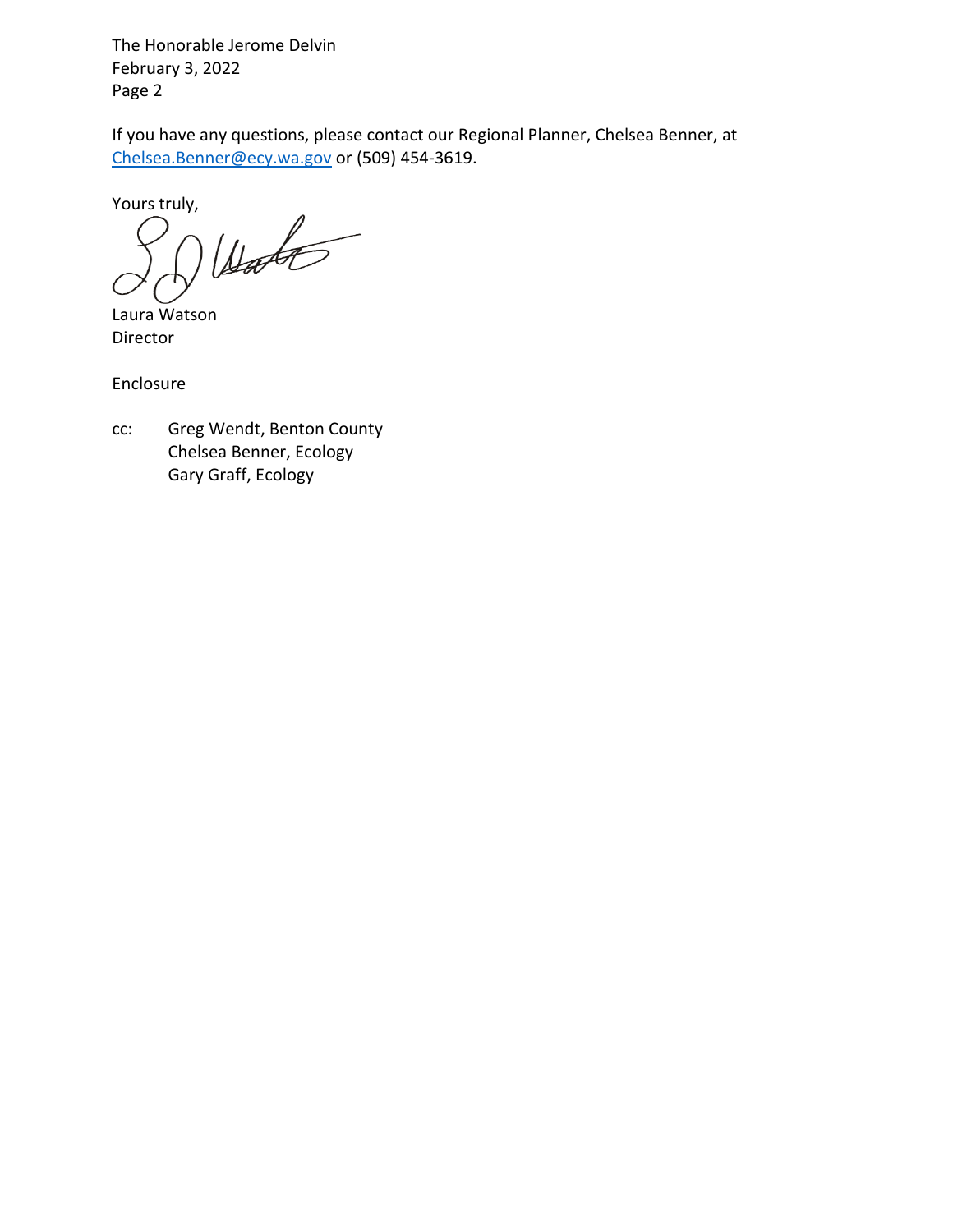The Honorable Jerome Delvin
February 3, 2022
Page 2

If you have any questions, please contact our Regional Planner, Chelsea Benner, at Chelsea.Benner@ecy.wa.gov or (509) 454-3619.

Yours truly,

Laura Watson
Director

Enclosure

cc: Greg Wendt, Benton County
Chelsea Benner, Ecology
Gary Graff, Ecology